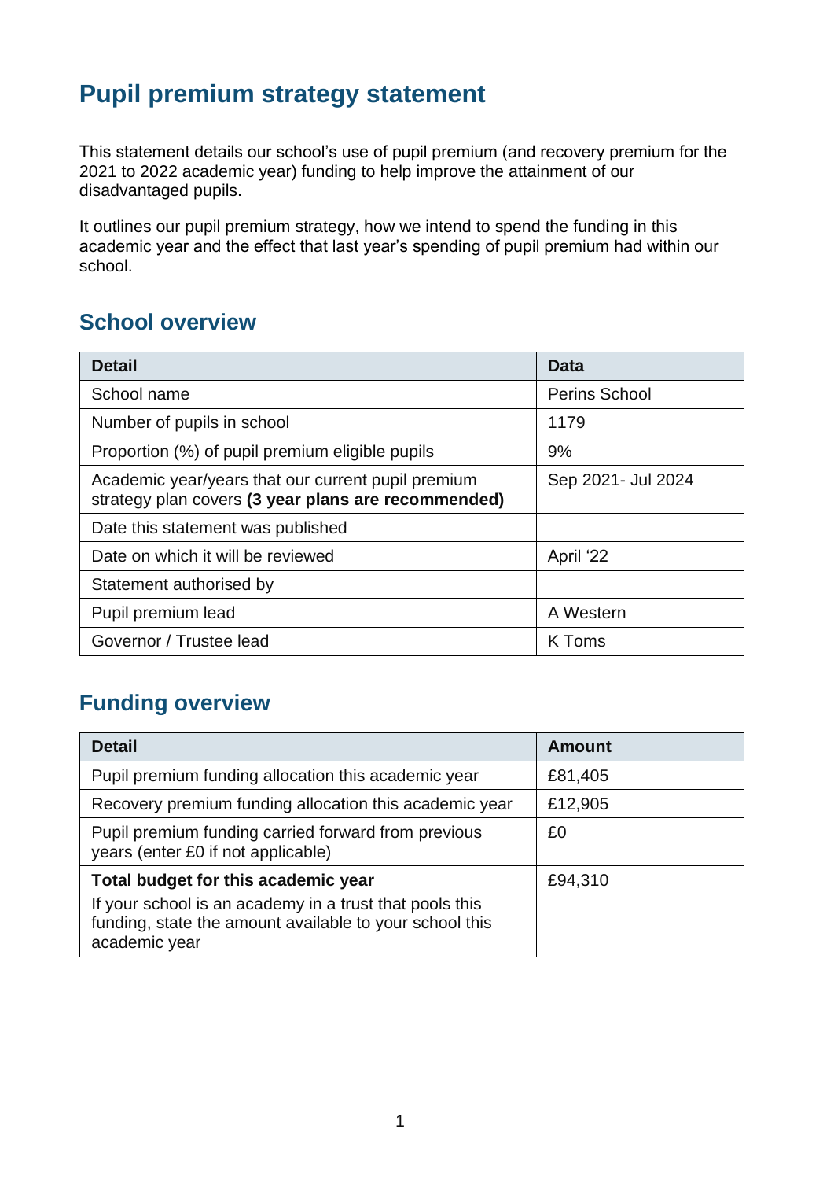# Pupil premium strategy statement

This statement details our school's use of pupil premium (and recovery premium for the 2021 to 2022 academic year) funding to help improve the attainment of our disadvantaged pupils.

It outlines our pupil premium strategy, how we intend to spend the funding in this academic year and the effect that last year's spending of pupil premium had within our school.

## School overview

| Detail | Data |
|---|---|
| School name | Perins School |
| Number of pupils in school | 1179 |
| Proportion (%) of pupil premium eligible pupils | 9% |
| Academic year/years that our current pupil premium strategy plan covers **(3 year plans are recommended)** | Sep 2021- Jul 2024 |
| Date this statement was published | |
| Date on which it will be reviewed | April '22 |
| Statement authorised by | |
| Pupil premium lead | A Western |
| Governor / Trustee lead | K Toms |

## Funding overview

| Detail | Amount |
|---|---|
| Pupil premium funding allocation this academic year | £81,405 |
| Recovery premium funding allocation this academic year | £12,905 |
| Pupil premium funding carried forward from previous years (enter £0 if not applicable) | £0 |
| **Total budget for this academic year** If your school is an academy in a trust that pools this funding, state the amount available to your school this academic year | £94,310 |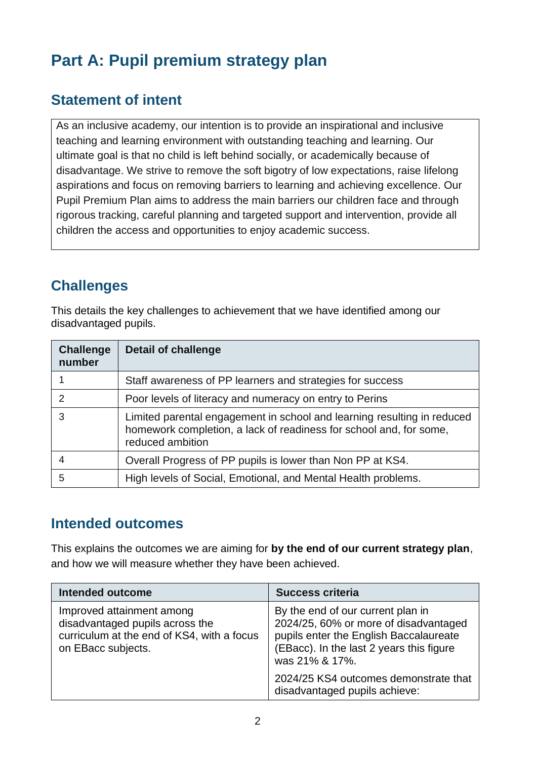# Part A: Pupil premium strategy plan

## Statement of intent

As an inclusive academy, our intention is to provide an inspirational and inclusive teaching and learning environment with outstanding teaching and learning. Our ultimate goal is that no child is left behind socially, or academically because of disadvantage. We strive to remove the soft bigotry of low expectations, raise lifelong aspirations and focus on removing barriers to learning and achieving excellence. Our Pupil Premium Plan aims to address the main barriers our children face and through rigorous tracking, careful planning and targeted support and intervention, provide all children the access and opportunities to enjoy academic success.

## Challenges

This details the key challenges to achievement that we have identified among our disadvantaged pupils.

| Challenge number | Detail of challenge |
|---|---|
| 1 | Staff awareness of PP learners and strategies for success |
| 2 | Poor levels of literacy and numeracy on entry to Perins |
| 3 | Limited parental engagement in school and learning resulting in reduced homework completion, a lack of readiness for school and, for some, reduced ambition |
| 4 | Overall Progress of PP pupils is lower than Non PP at KS4. |
| 5 | High levels of Social, Emotional, and Mental Health problems. |

## Intended outcomes

This explains the outcomes we are aiming for **by the end of our current strategy plan**, and how we will measure whether they have been achieved.

| Intended outcome | Success criteria |
|---|---|
| Improved attainment among disadvantaged pupils across the curriculum at the end of KS4, with a focus on EBacc subjects. | By the end of our current plan in 2024/25, 60% or more of disadvantaged pupils enter the English Baccalaureate (EBacc). In the last 2 years this figure was 21% & 17%.<br><br>2024/25 KS4 outcomes demonstrate that disadvantaged pupils achieve: |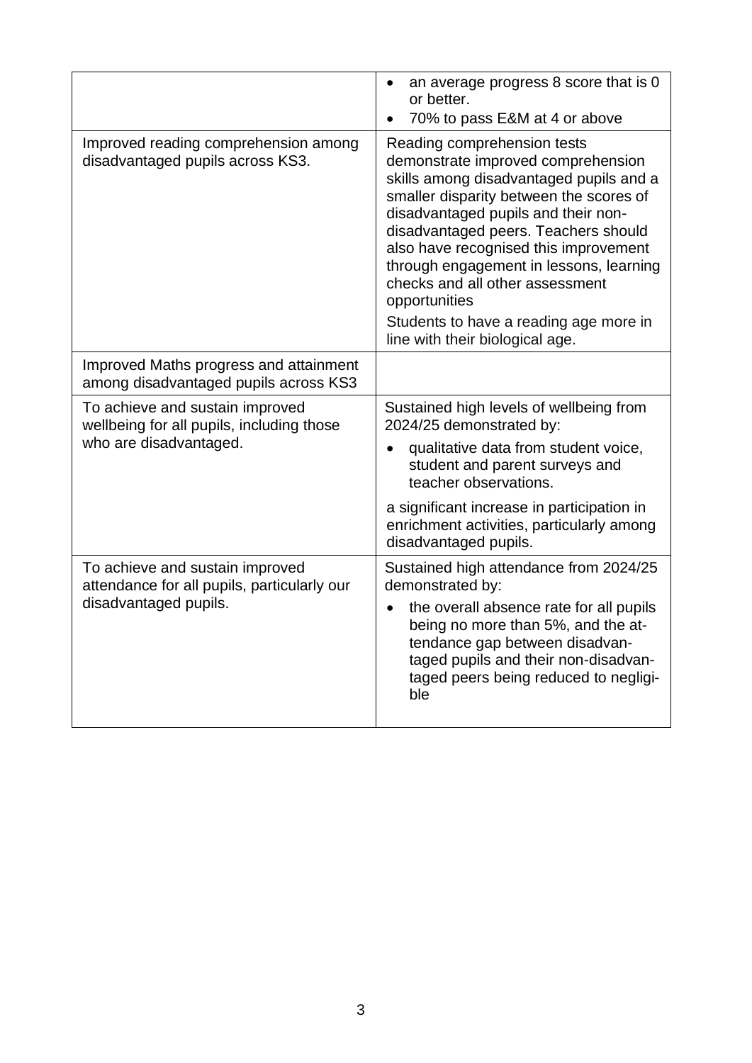| | |
|---|---|
| | • an average progress 8 score that is 0 or better.<br>• 70% to pass E&M at 4 or above |
| Improved reading comprehension among disadvantaged pupils across KS3. | Reading comprehension tests demonstrate improved comprehension skills among disadvantaged pupils and a smaller disparity between the scores of disadvantaged pupils and their non-disadvantaged peers. Teachers should also have recognised this improvement through engagement in lessons, learning checks and all other assessment opportunities<br>Students to have a reading age more in line with their biological age. |
| Improved Maths progress and attainment among disadvantaged pupils across KS3 | |
| To achieve and sustain improved wellbeing for all pupils, including those who are disadvantaged. | Sustained high levels of wellbeing from 2024/25 demonstrated by:<br>• qualitative data from student voice, student and parent surveys and teacher observations.<br>a significant increase in participation in enrichment activities, particularly among disadvantaged pupils. |
| To achieve and sustain improved attendance for all pupils, particularly our disadvantaged pupils. | Sustained high attendance from 2024/25 demonstrated by:<br>• the overall absence rate for all pupils being no more than 5%, and the attendance gap between disadvantaged pupils and their non-disadvantaged peers being reduced to negligible |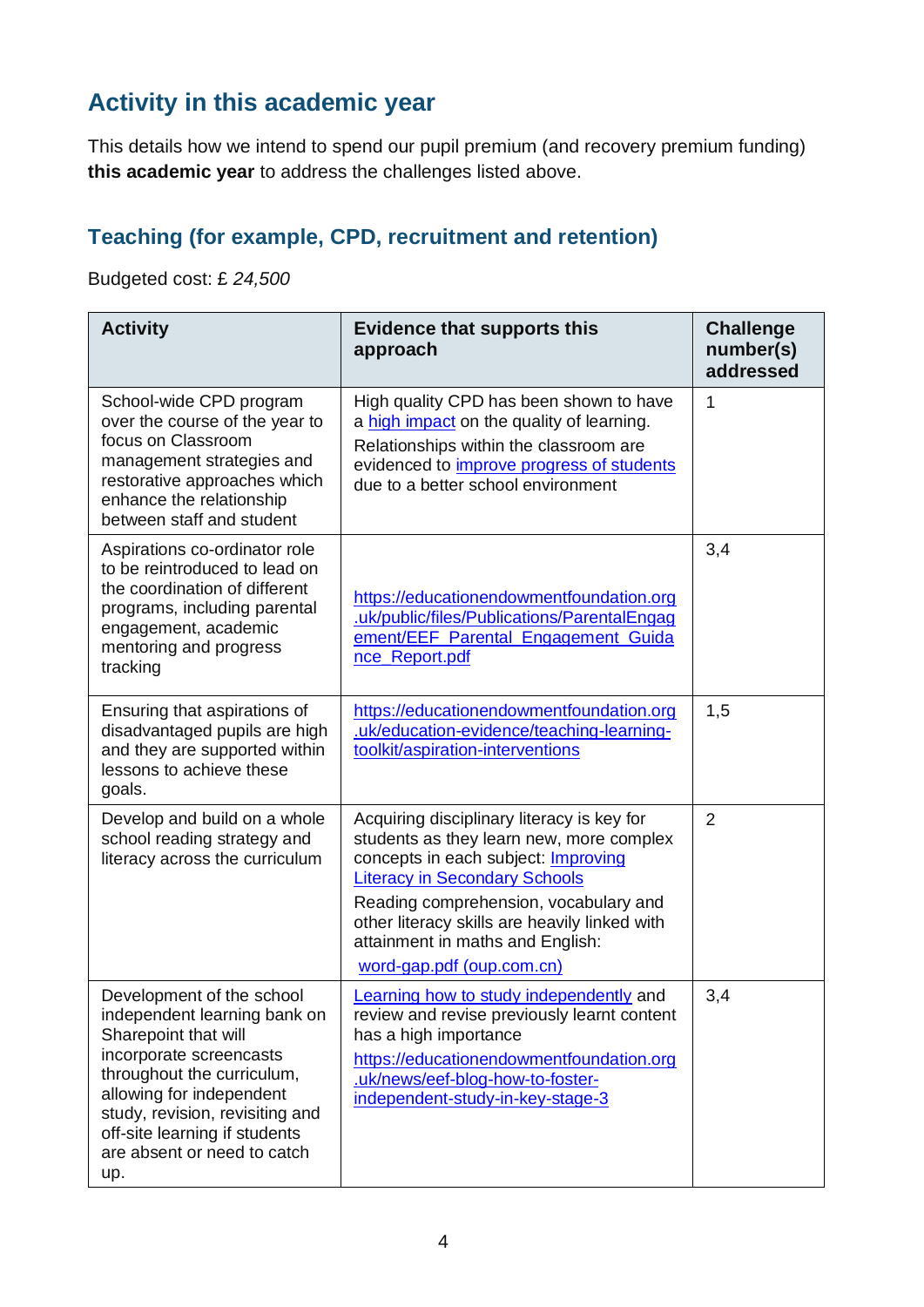## Activity in this academic year

This details how we intend to spend our pupil premium (and recovery premium funding) **this academic year** to address the challenges listed above.

### Teaching (for example, CPD, recruitment and retention)

Budgeted cost: £ *24,500*

| Activity | Evidence that supports this approach | Challenge number(s) addressed |
|---|---|---|
| School-wide CPD program over the course of the year to focus on Classroom management strategies and restorative approaches which enhance the relationship between staff and student | High quality CPD has been shown to have a high impact on the quality of learning. Relationships within the classroom are evidenced to improve progress of students due to a better school environment | 1 |
| Aspirations co-ordinator role to be reintroduced to lead on the coordination of different programs, including parental engagement, academic mentoring and progress tracking | https://educationendowmentfoundation.org.uk/public/files/Publications/ParentalEngagement/EEF_Parental_Engagement_Guidance_Report.pdf | 3,4 |
| Ensuring that aspirations of disadvantaged pupils are high and they are supported within lessons to achieve these goals. | https://educationendowmentfoundation.org.uk/education-evidence/teaching-learning-toolkit/aspiration-interventions | 1,5 |
| Develop and build on a whole school reading strategy and literacy across the curriculum | Acquiring disciplinary literacy is key for students as they learn new, more complex concepts in each subject: Improving Literacy in Secondary Schools<br>Reading comprehension, vocabulary and other literacy skills are heavily linked with attainment in maths and English:<br>word-gap.pdf (oup.com.cn) | 2 |
| Development of the school independent learning bank on Sharepoint that will incorporate screencasts throughout the curriculum, allowing for independent study, revision, revisiting and off-site learning if students are absent or need to catch up. | Learning how to study independently and review and revise previously learnt content has a high importance<br>https://educationendowmentfoundation.org.uk/news/eef-blog-how-to-foster-independent-study-in-key-stage-3 | 3,4 |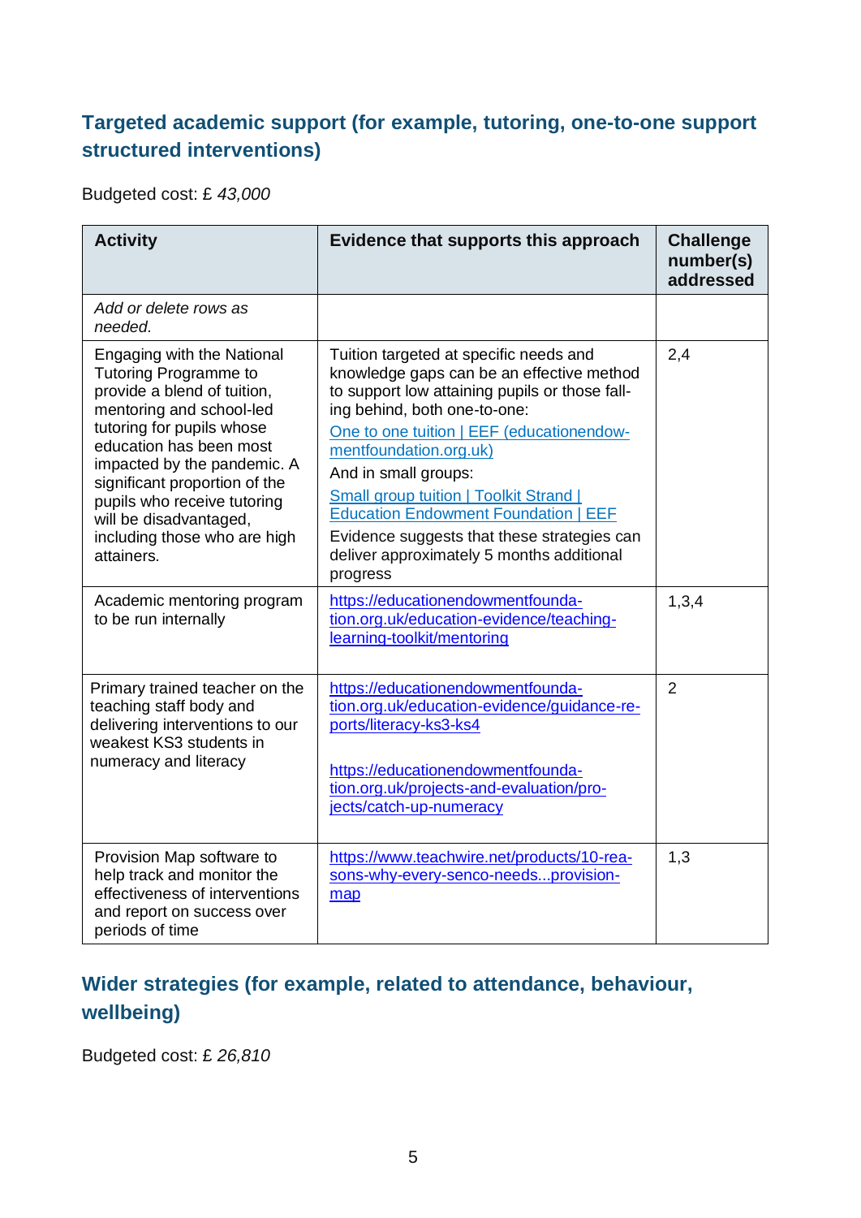## Targeted academic support (for example, tutoring, one-to-one support structured interventions)

Budgeted cost: £ *43,000*

| Activity | Evidence that supports this approach | Challenge number(s) addressed |
|---|---|---|
| *Add or delete rows as needed.* | | |
| Engaging with the National Tutoring Programme to provide a blend of tuition, mentoring and school-led tutoring for pupils whose education has been most impacted by the pandemic. A significant proportion of the pupils who receive tutoring will be disadvantaged, including those who are high attainers. | Tuition targeted at specific needs and knowledge gaps can be an effective method to support low attaining pupils or those falling behind, both one-to-one: [One to one tuition \| EEF (educationendowmentfoundation.org.uk)](#) And in small groups: [Small group tuition \| Toolkit Strand \| Education Endowment Foundation \| EEF](#) Evidence suggests that these strategies can deliver approximately 5 months additional progress | 2,4 |
| Academic mentoring program to be run internally | https://educationendowmentfoundation.org.uk/education-evidence/teaching-learning-toolkit/mentoring | 1,3,4 |
| Primary trained teacher on the teaching staff body and delivering interventions to our weakest KS3 students in numeracy and literacy | https://educationendowmentfoundation.org.uk/education-evidence/guidance-reports/literacy-ks3-ks4 https://educationendowmentfoundation.org.uk/projects-and-evaluation/projects/catch-up-numeracy | 2 |
| Provision Map software to help track and monitor the effectiveness of interventions and report on success over periods of time | https://www.teachwire.net/products/10-reasons-why-every-senco-needs...provision-map | 1,3 |

## Wider strategies (for example, related to attendance, behaviour, wellbeing)

Budgeted cost: £ *26,810*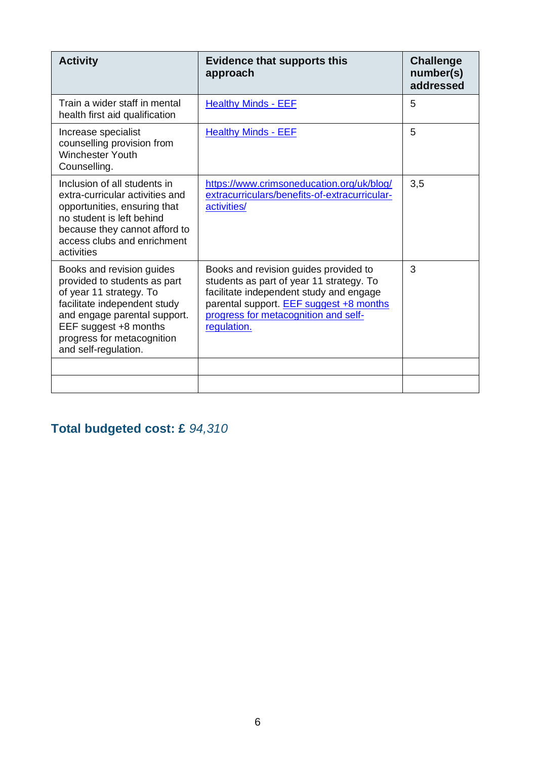| Activity | Evidence that supports this approach | Challenge number(s) addressed |
|---|---|---|
| Train a wider staff in mental health first aid qualification | Healthy Minds - EEF | 5 |
| Increase specialist counselling provision from Winchester Youth Counselling. | Healthy Minds - EEF | 5 |
| Inclusion of all students in extra-curricular activities and opportunities, ensuring that no student is left behind because they cannot afford to access clubs and enrichment activities | https://www.crimsoneducation.org/uk/blog/extracurriculars/benefits-of-extracurricular-activities/ | 3,5 |
| Books and revision guides provided to students as part of year 11 strategy. To facilitate independent study and engage parental support. EEF suggest +8 months progress for metacognition and self-regulation. | Books and revision guides provided to students as part of year 11 strategy. To facilitate independent study and engage parental support. EEF suggest +8 months progress for metacognition and self-regulation. | 3 |
| | | |
| | | |

## Total budgeted cost: £ *94,310*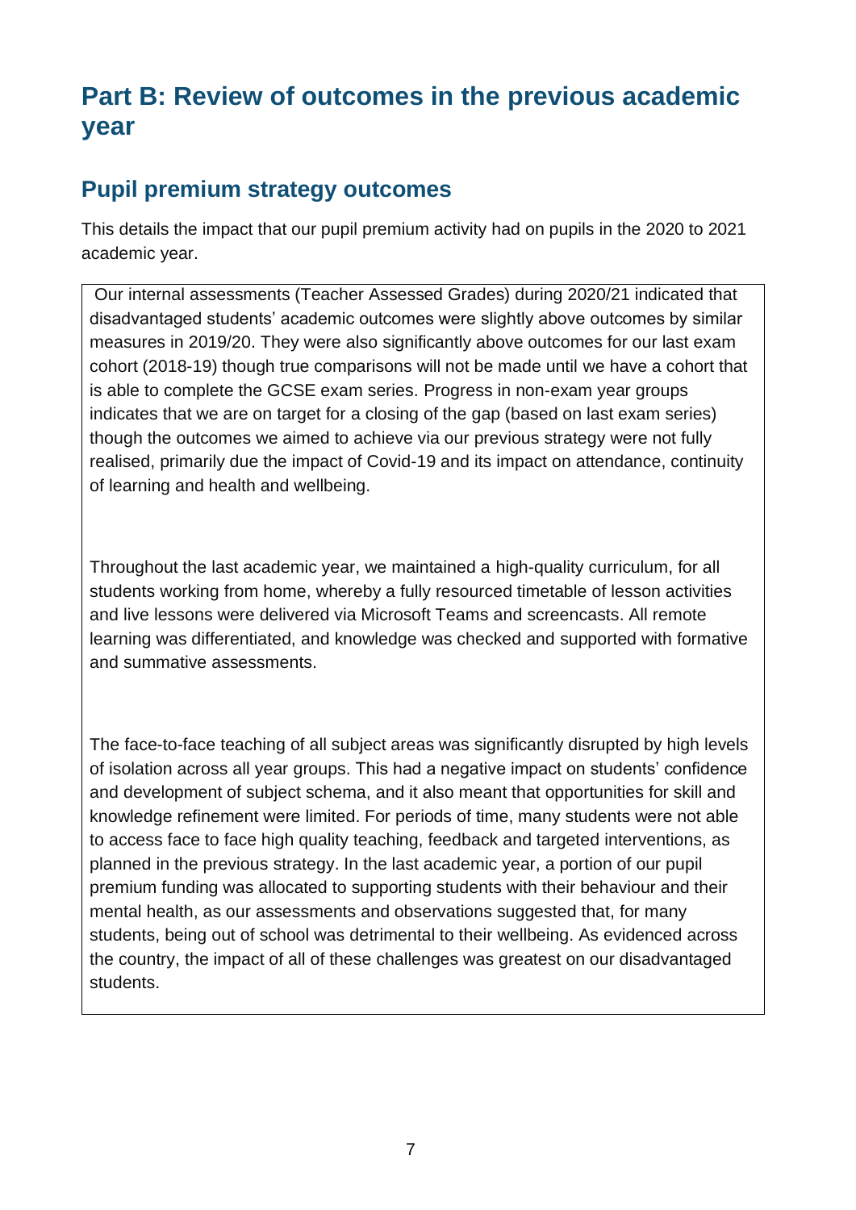# Part B: Review of outcomes in the previous academic year

## Pupil premium strategy outcomes

This details the impact that our pupil premium activity had on pupils in the 2020 to 2021 academic year.

Our internal assessments (Teacher Assessed Grades) during 2020/21 indicated that disadvantaged students' academic outcomes were slightly above outcomes by similar measures in 2019/20. They were also significantly above outcomes for our last exam cohort (2018-19) though true comparisons will not be made until we have a cohort that is able to complete the GCSE exam series. Progress in non-exam year groups indicates that we are on target for a closing of the gap (based on last exam series) though the outcomes we aimed to achieve via our previous strategy were not fully realised, primarily due the impact of Covid-19 and its impact on attendance, continuity of learning and health and wellbeing.

Throughout the last academic year, we maintained a high-quality curriculum, for all students working from home, whereby a fully resourced timetable of lesson activities and live lessons were delivered via Microsoft Teams and screencasts. All remote learning was differentiated, and knowledge was checked and supported with formative and summative assessments.

The face-to-face teaching of all subject areas was significantly disrupted by high levels of isolation across all year groups. This had a negative impact on students' confidence and development of subject schema, and it also meant that opportunities for skill and knowledge refinement were limited. For periods of time, many students were not able to access face to face high quality teaching, feedback and targeted interventions, as planned in the previous strategy. In the last academic year, a portion of our pupil premium funding was allocated to supporting students with their behaviour and their mental health, as our assessments and observations suggested that, for many students, being out of school was detrimental to their wellbeing. As evidenced across the country, the impact of all of these challenges was greatest on our disadvantaged students.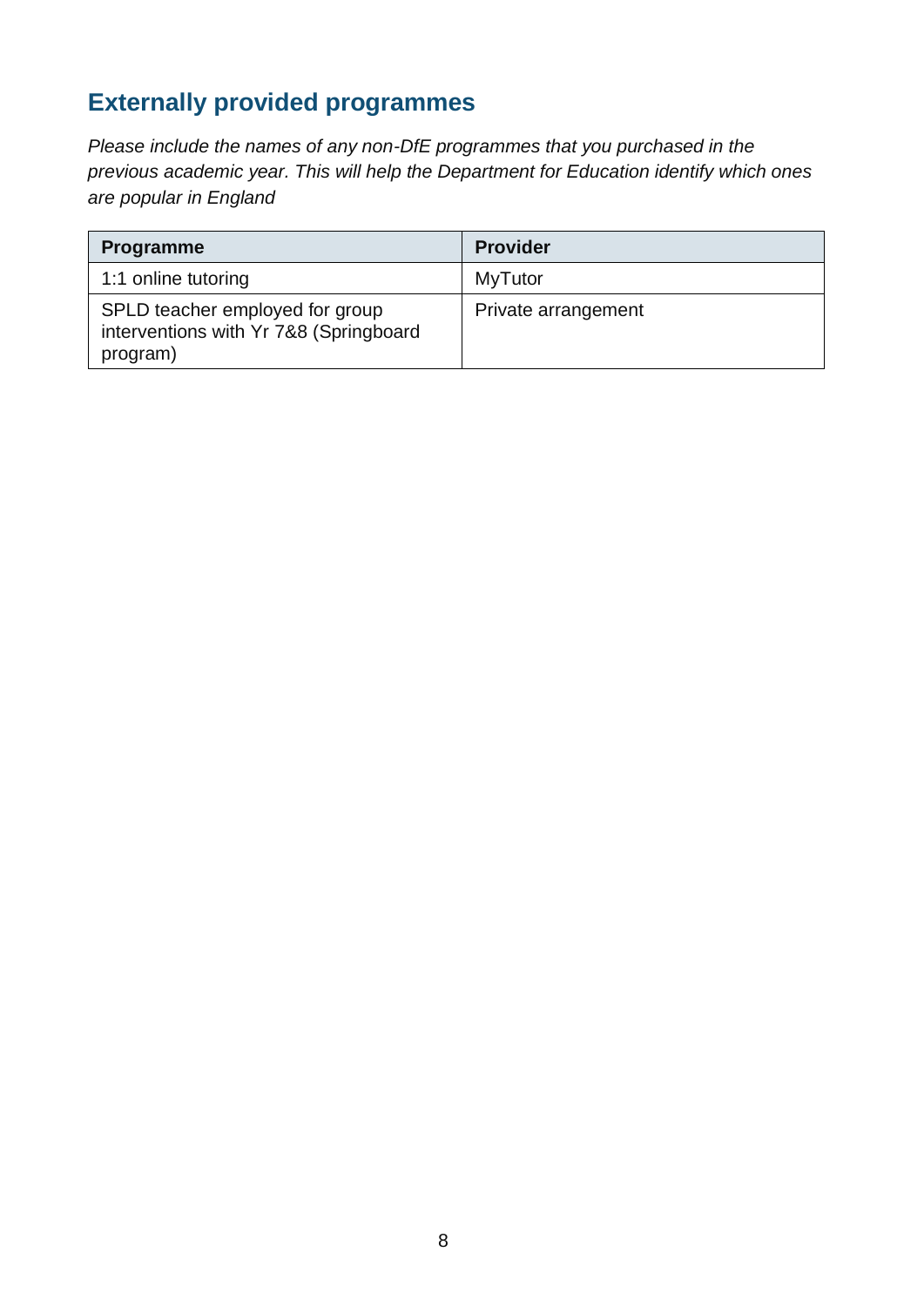## Externally provided programmes

*Please include the names of any non-DfE programmes that you purchased in the previous academic year. This will help the Department for Education identify which ones are popular in England*

| Programme | Provider |
| --- | --- |
| 1:1 online tutoring | MyTutor |
| SPLD teacher employed for group interventions with Yr 7&8 (Springboard program) | Private arrangement |